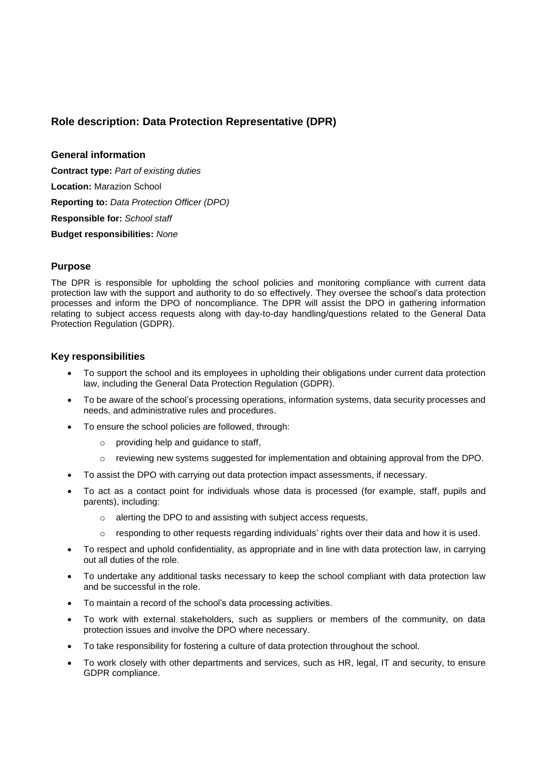## Role description: Data Protection Representative (DPR)

### General information

**Contract type:** *Part of existing duties*

**Location:** Marazion School

**Reporting to:** *Data Protection Officer (DPO)*

**Responsible for:** *School staff*

**Budget responsibilities:** *None*

### Purpose

The DPR is responsible for upholding the school policies and monitoring compliance with current data protection law with the support and authority to do so effectively. They oversee the school's data protection processes and inform the DPO of noncompliance. The DPR will assist the DPO in gathering information relating to subject access requests along with day-to-day handling/questions related to the General Data Protection Regulation (GDPR).

### Key responsibilities

- To support the school and its employees in upholding their obligations under current data protection law, including the General Data Protection Regulation (GDPR).
- To be aware of the school's processing operations, information systems, data security processes and needs, and administrative rules and procedures.
- To ensure the school policies are followed, through:
  - providing help and guidance to staff,
  - reviewing new systems suggested for implementation and obtaining approval from the DPO.
- To assist the DPO with carrying out data protection impact assessments, if necessary.
- To act as a contact point for individuals whose data is processed (for example, staff, pupils and parents), including:
  - alerting the DPO to and assisting with subject access requests,
  - responding to other requests regarding individuals' rights over their data and how it is used.
- To respect and uphold confidentiality, as appropriate and in line with data protection law, in carrying out all duties of the role.
- To undertake any additional tasks necessary to keep the school compliant with data protection law and be successful in the role.
- To maintain a record of the school's data processing activities.
- To work with external stakeholders, such as suppliers or members of the community, on data protection issues and involve the DPO where necessary.
- To take responsibility for fostering a culture of data protection throughout the school.
- To work closely with other departments and services, such as HR, legal, IT and security, to ensure GDPR compliance.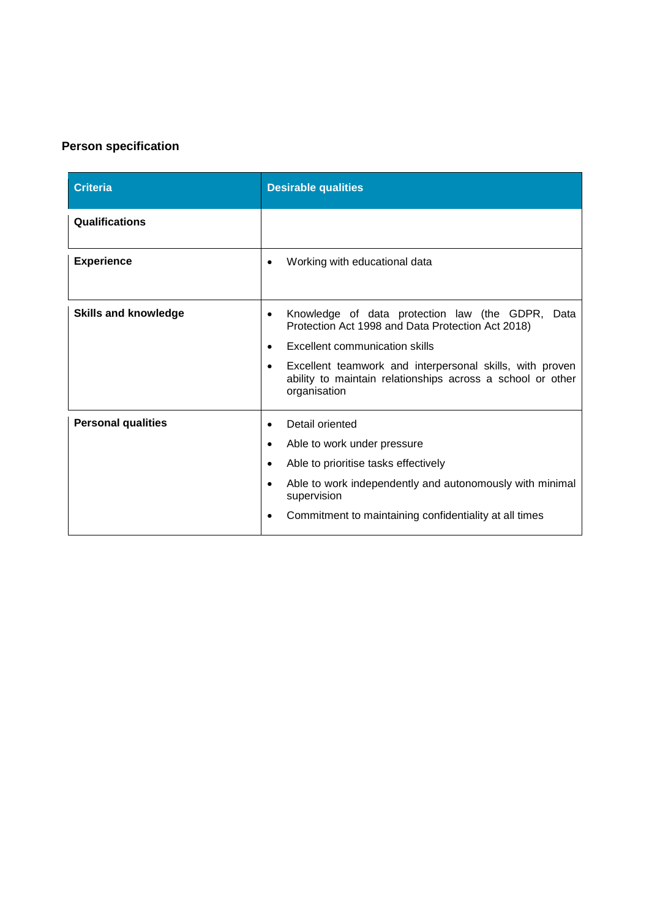**Person specification**

| Criteria | Desirable qualities |
|---|---|
| **Qualifications** | |
| **Experience** | • Working with educational data |
| **Skills and knowledge** | • Knowledge of data protection law (the GDPR, Data Protection Act 1998 and Data Protection Act 2018)<br>• Excellent communication skills<br>• Excellent teamwork and interpersonal skills, with proven ability to maintain relationships across a school or other organisation |
| **Personal qualities** | • Detail oriented<br>• Able to work under pressure<br>• Able to prioritise tasks effectively<br>• Able to work independently and autonomously with minimal supervision<br>• Commitment to maintaining confidentiality at all times |